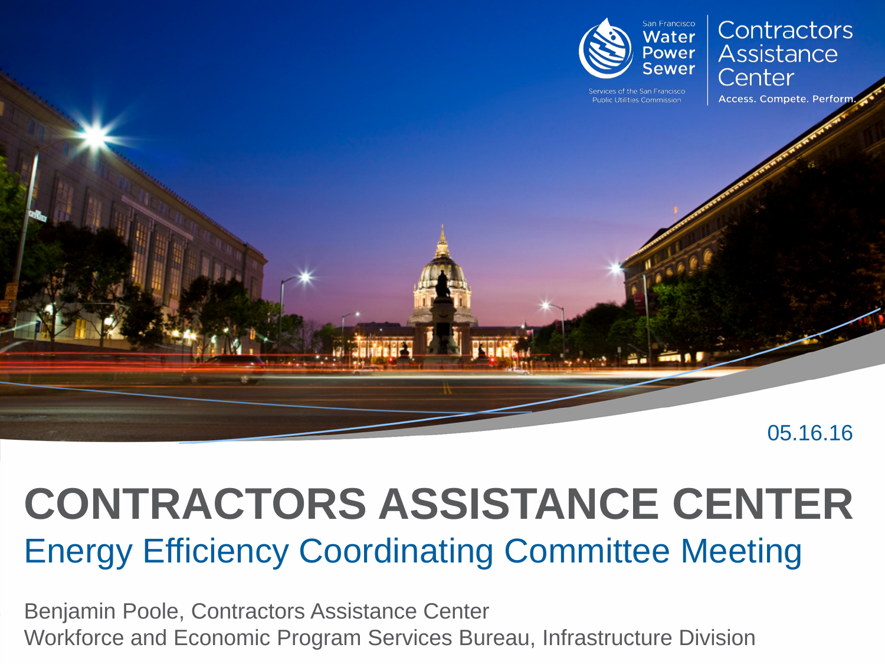San Francisco Water Power Sewer

Services of the San Francisco Public Utilities Commission

Contractors Assistance Center

Access. Compete. Perform.

05.16.16

# CONTRACTORS ASSISTANCE CENTER

## Energy Efficiency Coordinating Committee Meeting

Benjamin Poole, Contractors Assistance Center

Workforce and Economic Program Services Bureau, Infrastructure Division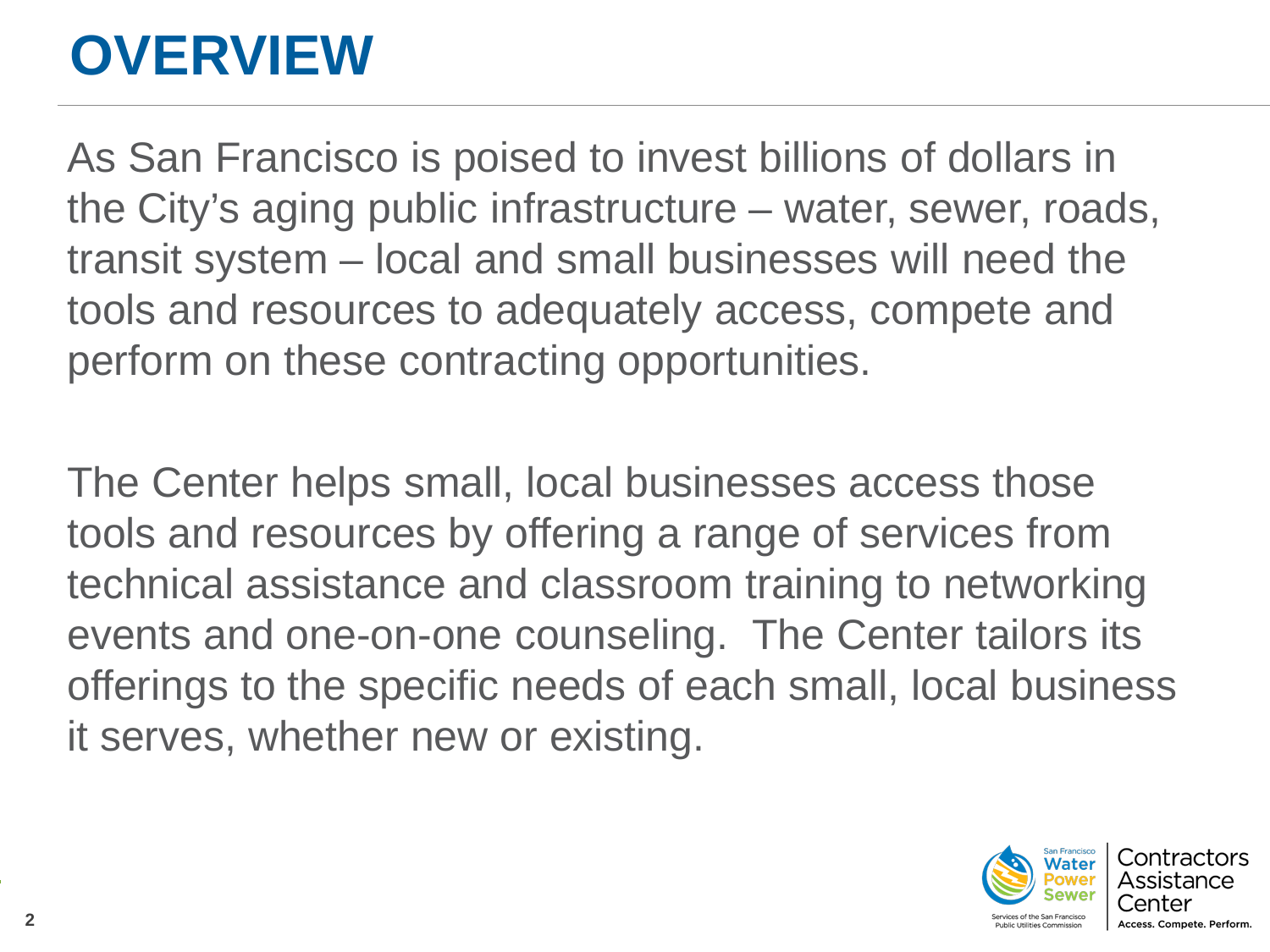# OVERVIEW

As San Francisco is poised to invest billions of dollars in the City's aging public infrastructure – water, sewer, roads, transit system – local and small businesses will need the tools and resources to adequately access, compete and perform on these contracting opportunities.

The Center helps small, local businesses access those tools and resources by offering a range of services from technical assistance and classroom training to networking events and one-on-one counseling. The Center tailors its offerings to the specific needs of each small, local business it serves, whether new or existing.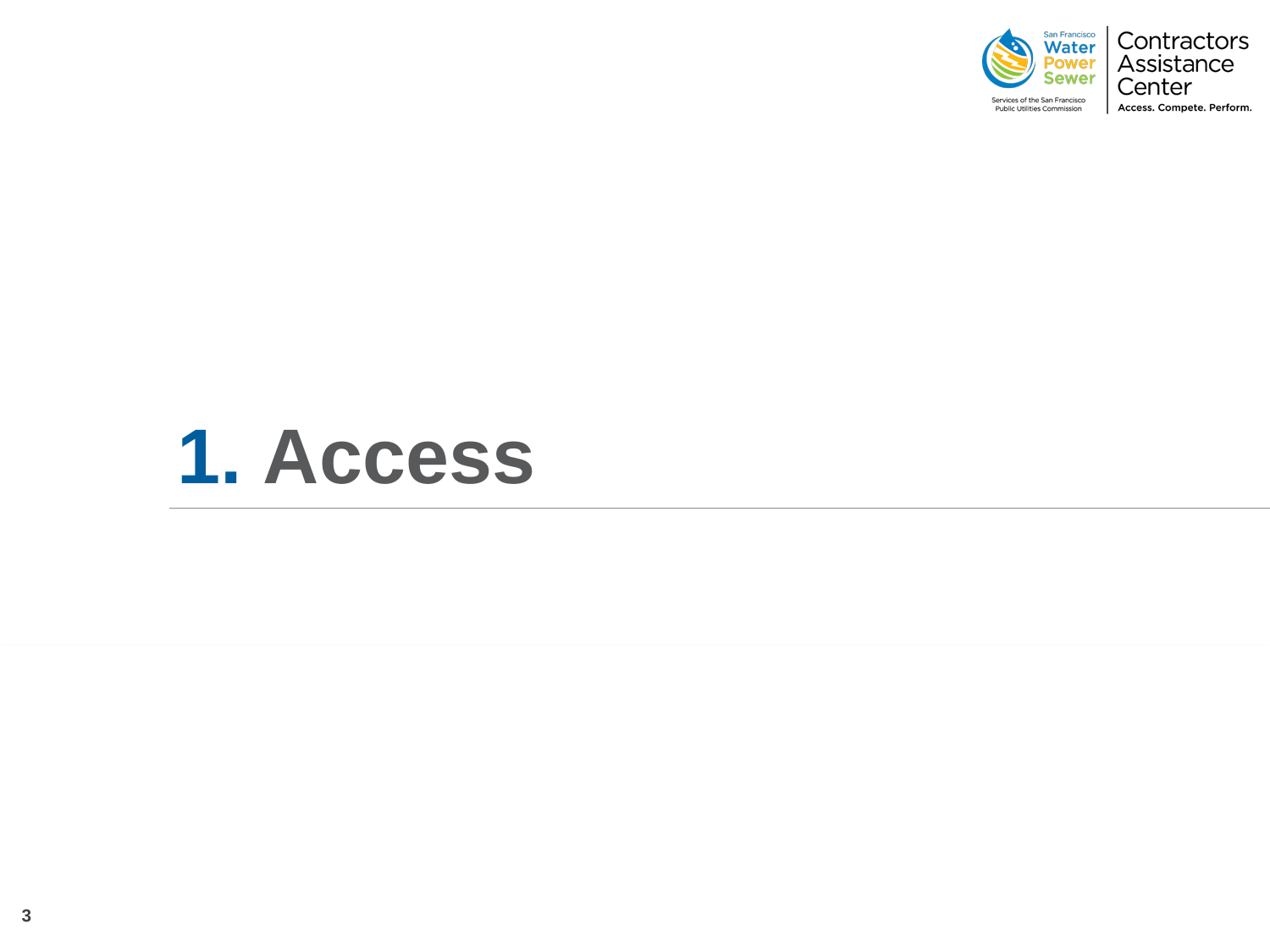# 1. Access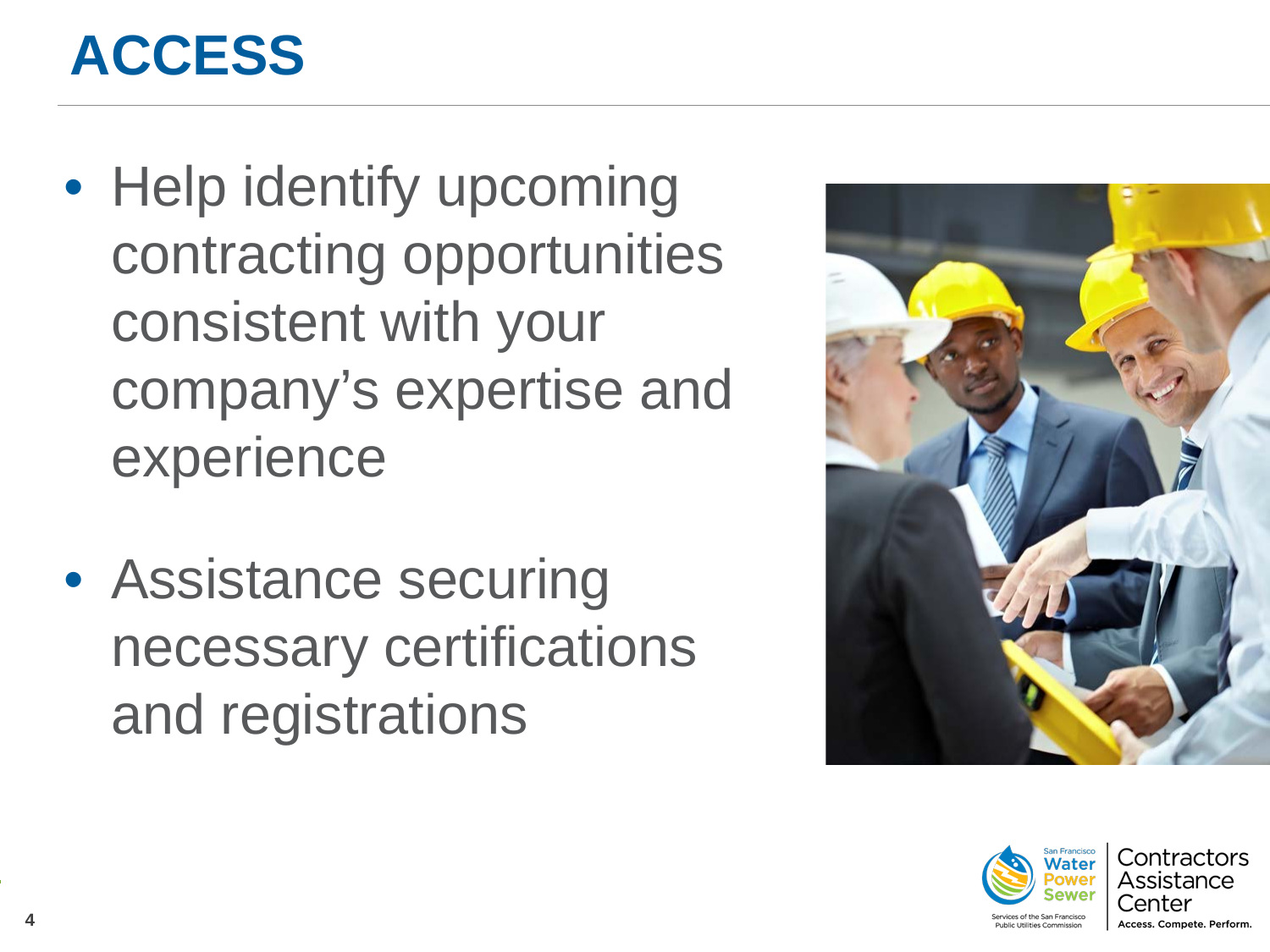# ACCESS

- Help identify upcoming contracting opportunities consistent with your company's expertise and experience
- Assistance securing necessary certifications and registrations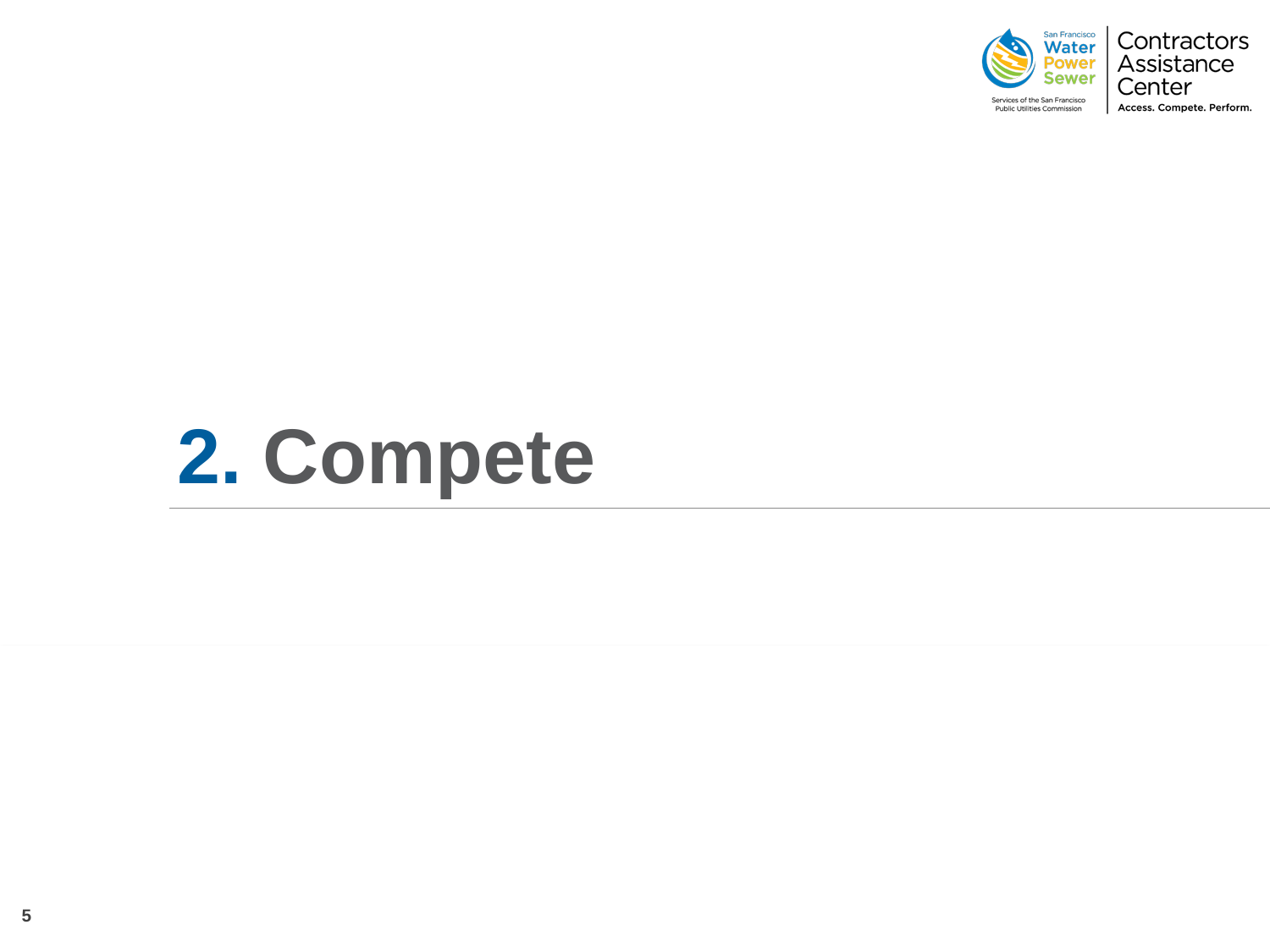# 2. Compete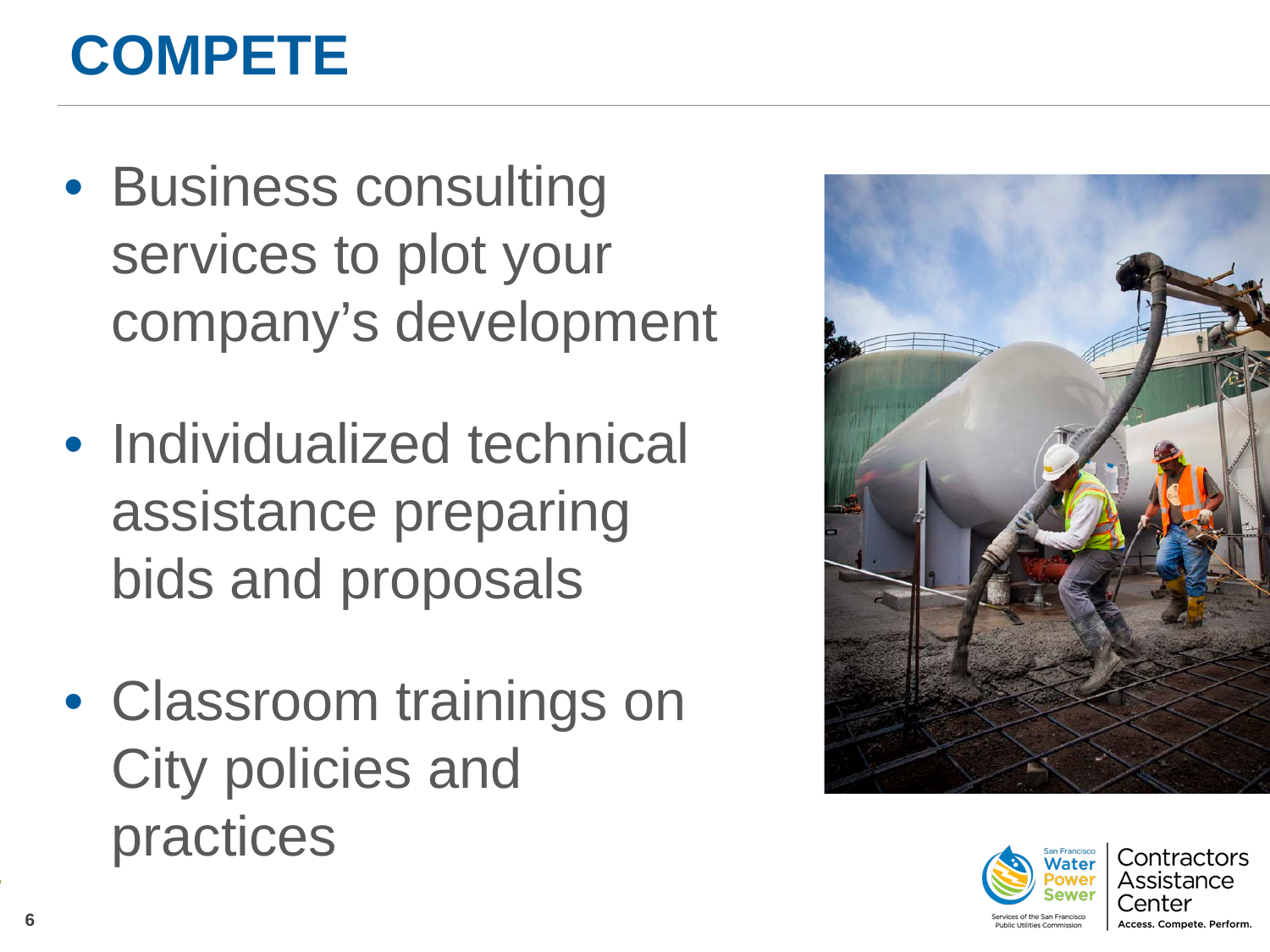# COMPETE

- Business consulting services to plot your company's development
- Individualized technical assistance preparing bids and proposals
- Classroom trainings on City policies and practices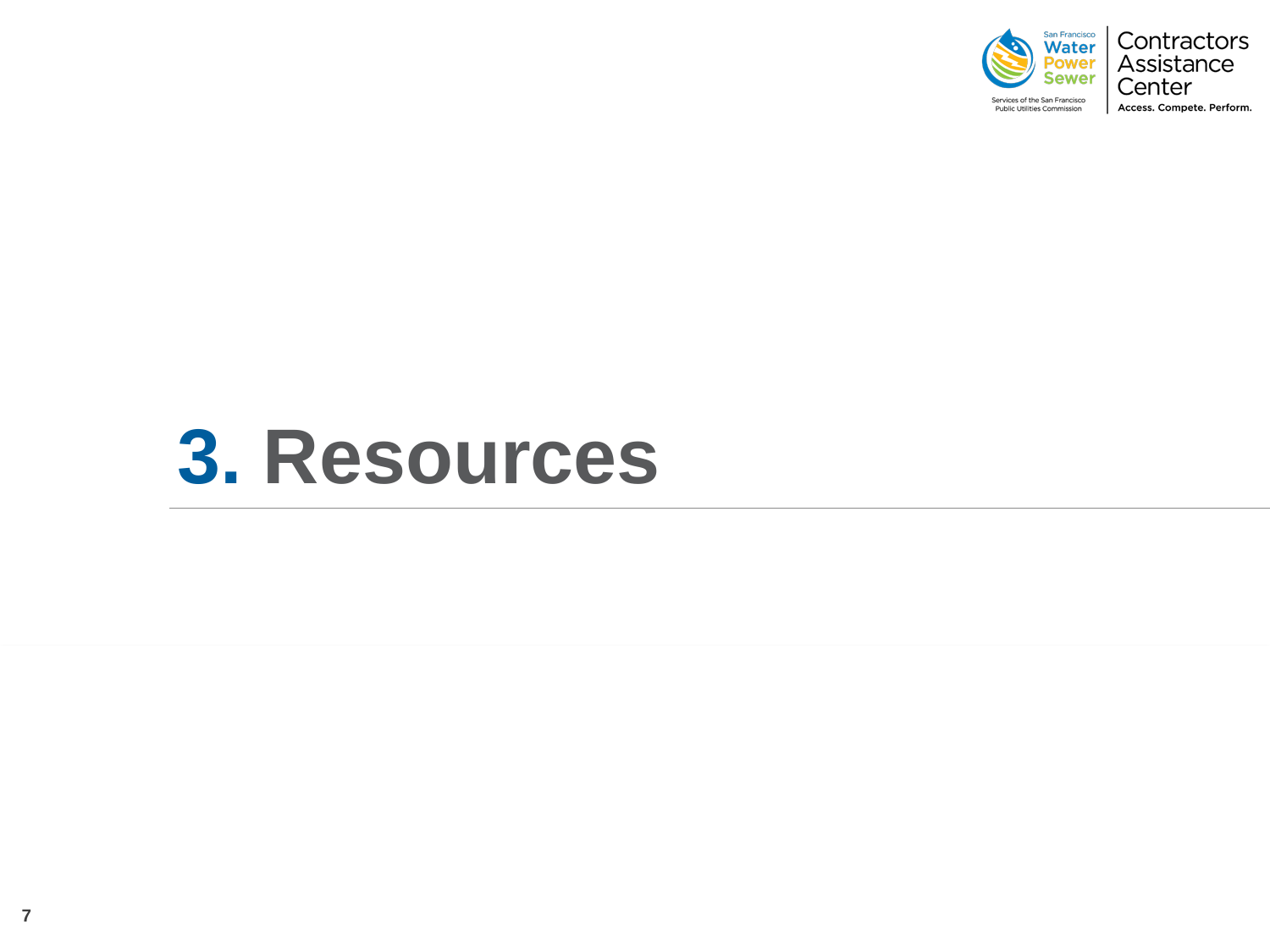# 3. Resources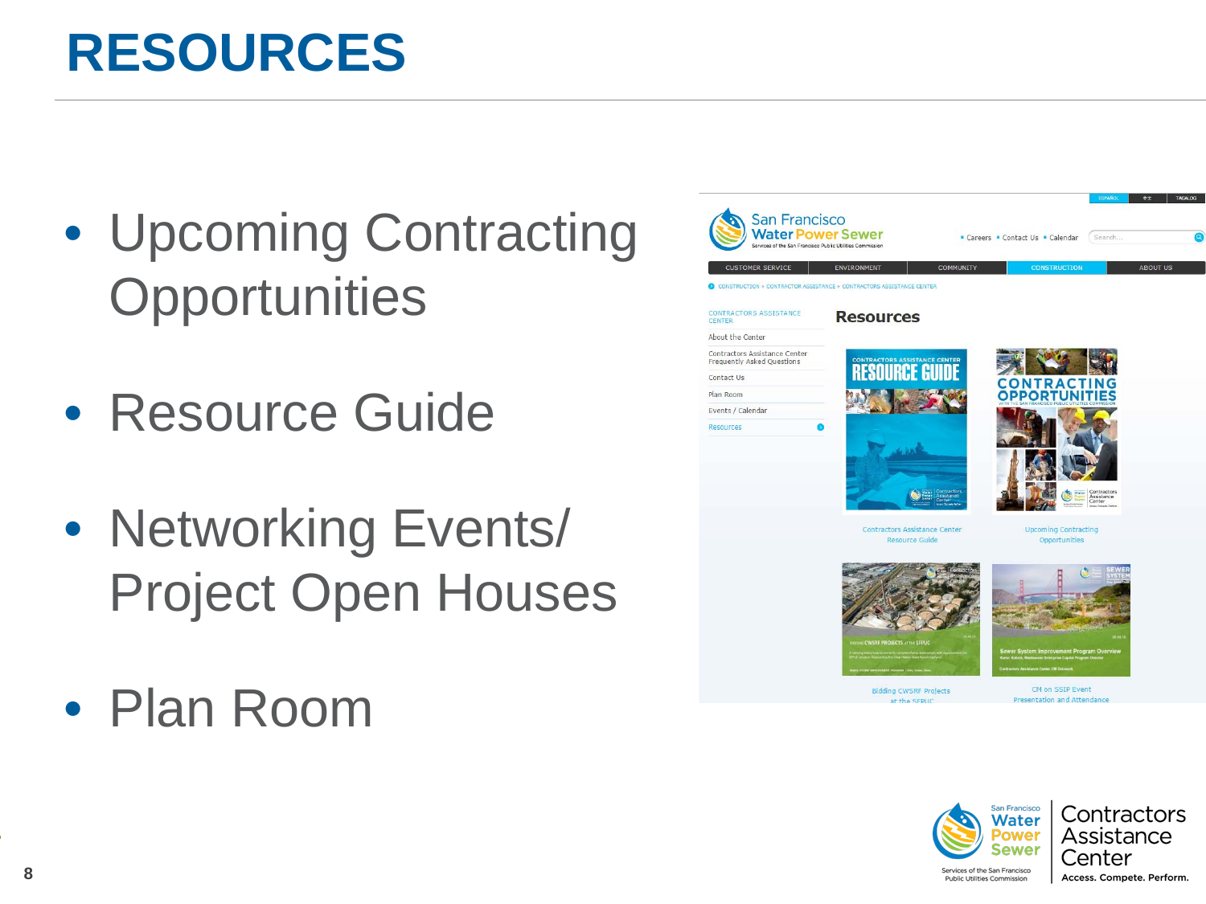# RESOURCES

- Upcoming Contracting Opportunities
- Resource Guide
- Networking Events/ Project Open Houses
- Plan Room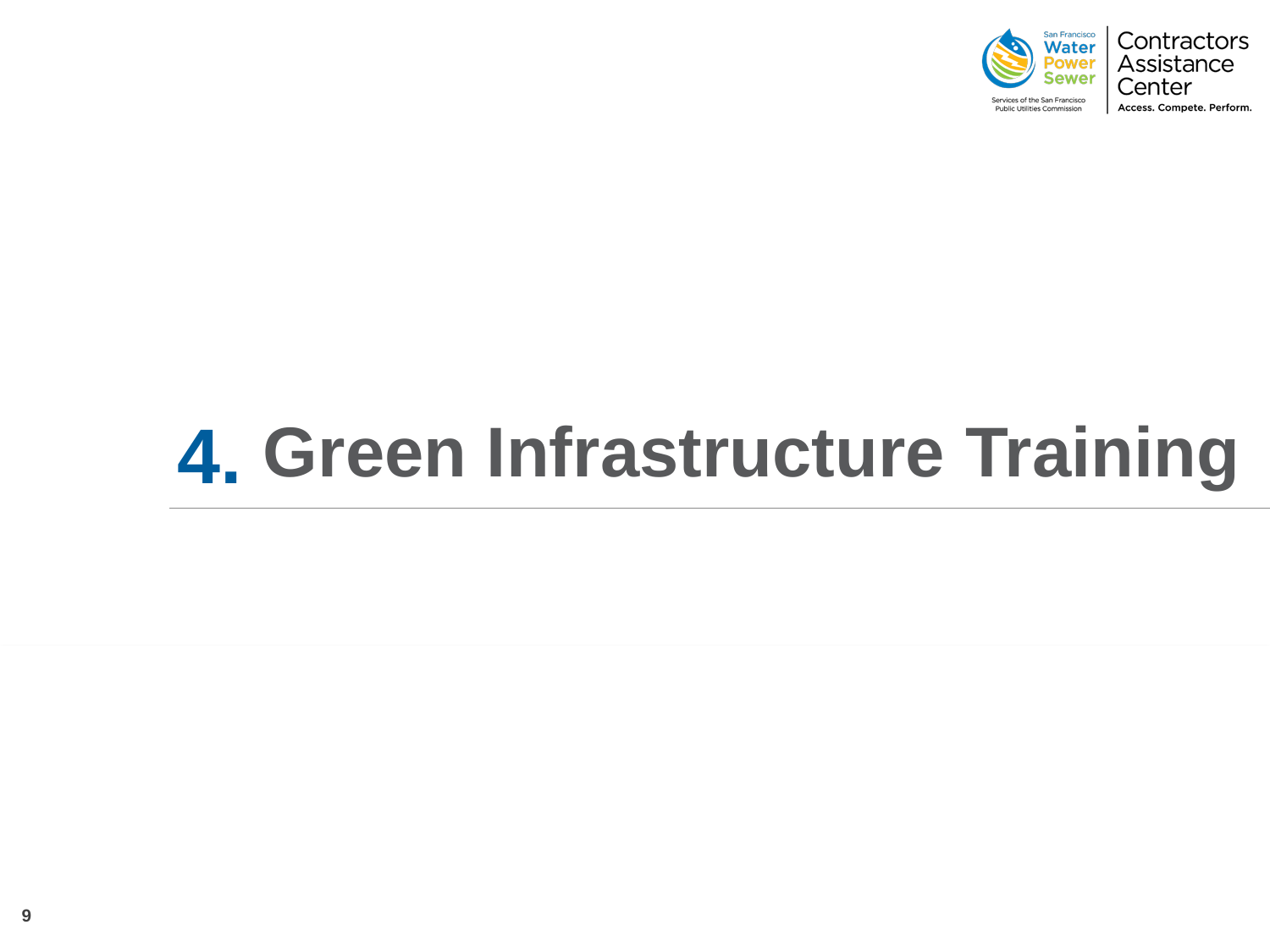# 4. Green Infrastructure Training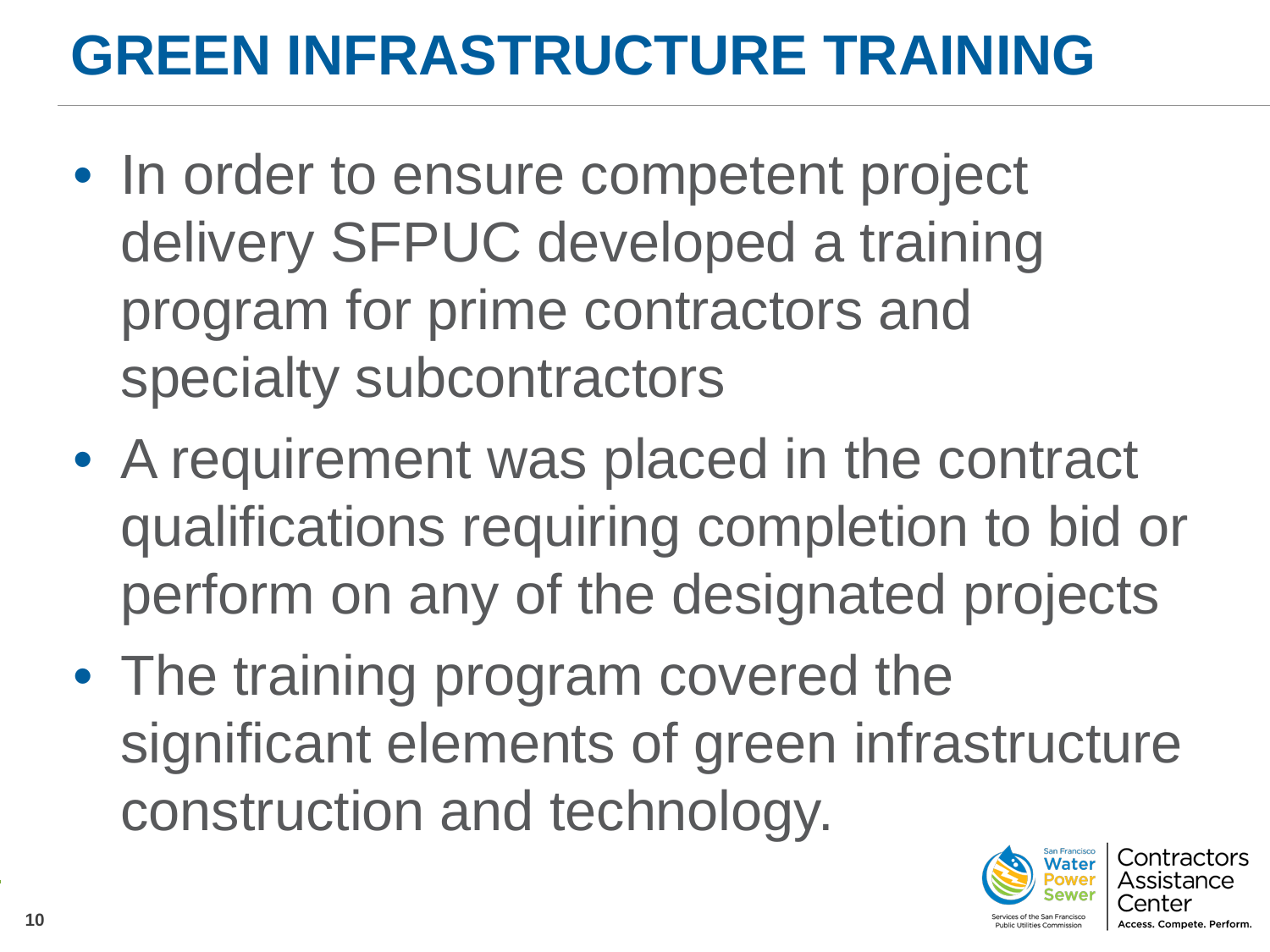# GREEN INFRASTRUCTURE TRAINING

- In order to ensure competent project delivery SFPUC developed a training program for prime contractors and specialty subcontractors
- A requirement was placed in the contract qualifications requiring completion to bid or perform on any of the designated projects
- The training program covered the significant elements of green infrastructure construction and technology.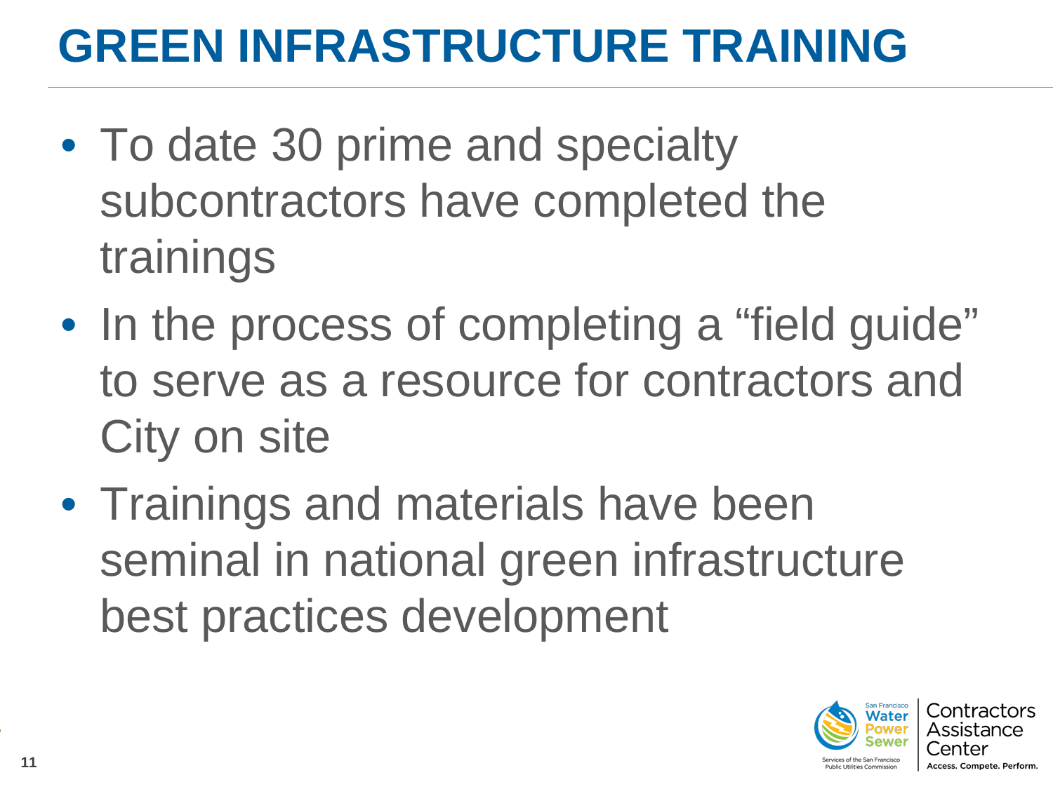# GREEN INFRASTRUCTURE TRAINING

- To date 30 prime and specialty subcontractors have completed the trainings
- In the process of completing a "field guide" to serve as a resource for contractors and City on site
- Trainings and materials have been seminal in national green infrastructure best practices development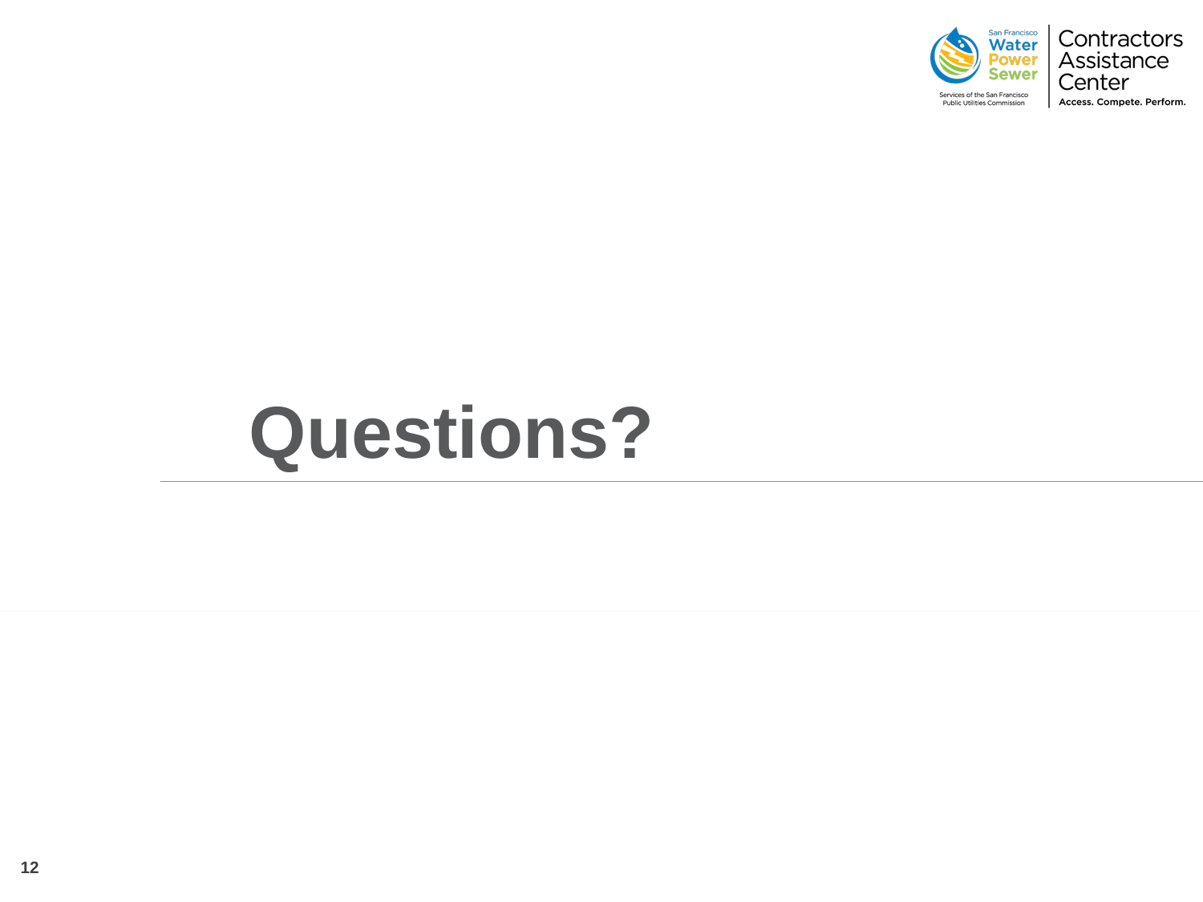# Questions?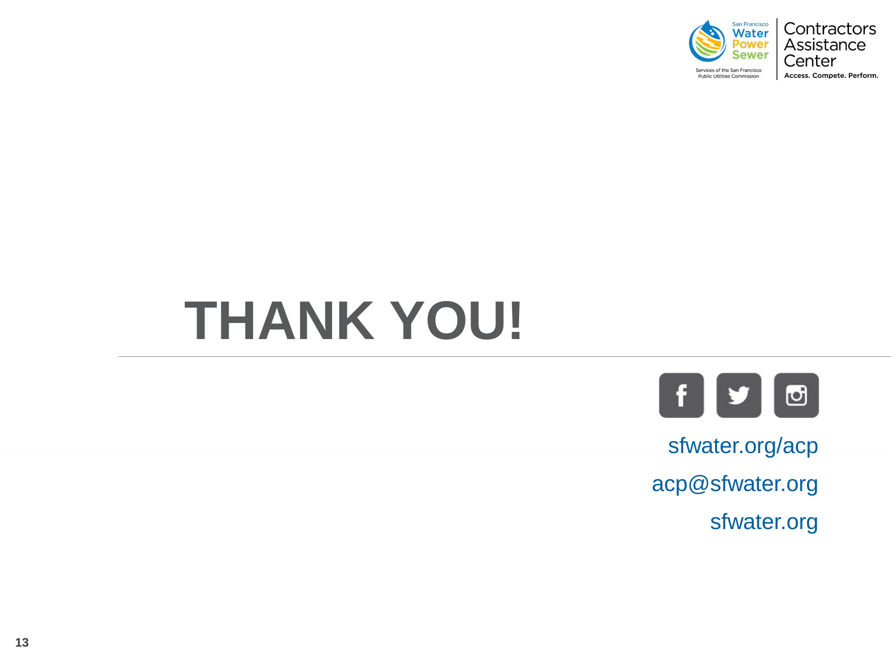San Francisco Water Power Sewer

Services of the San Francisco Public Utilities Commission

Contractors Assistance Center

Access. Compete. Perform.

# THANK YOU!

sfwater.org/acp

acp@sfwater.org

sfwater.org